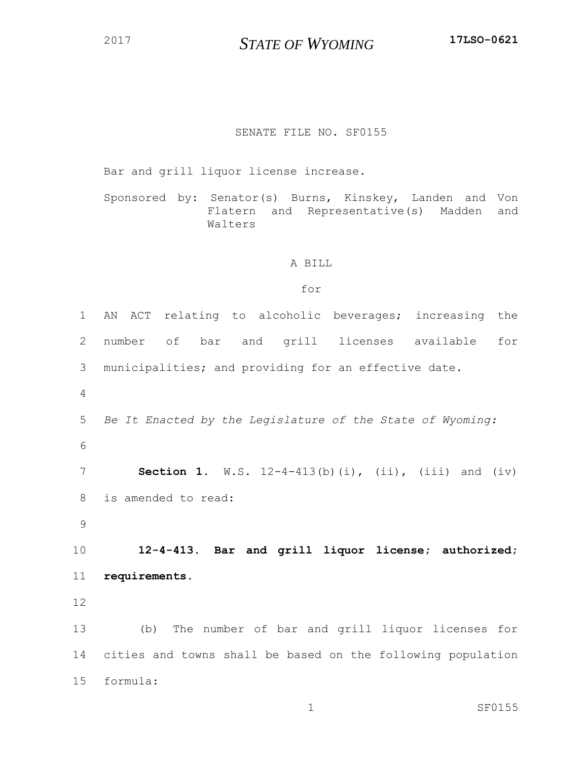2017 **STATE OF WYOMING** **17LSO-0621**

SENATE FILE NO. SF0155

Bar and grill liquor license increase.

Sponsored by: Senator(s) Burns, Kinskey, Landen and Von Flatern and Representative(s) Madden and Walters

A BILL

for

AN ACT relating to alcoholic beverages; increasing the number of bar and grill licenses available for municipalities; and providing for an effective date.

*Be It Enacted by the Legislature of the State of Wyoming:*

**Section 1.** W.S. 12-4-413(b)(i), (ii), (iii) and (iv) is amended to read:

**12-4-413. Bar and grill liquor license; authorized; requirements.**

(b) The number of bar and grill liquor licenses for cities and towns shall be based on the following population formula: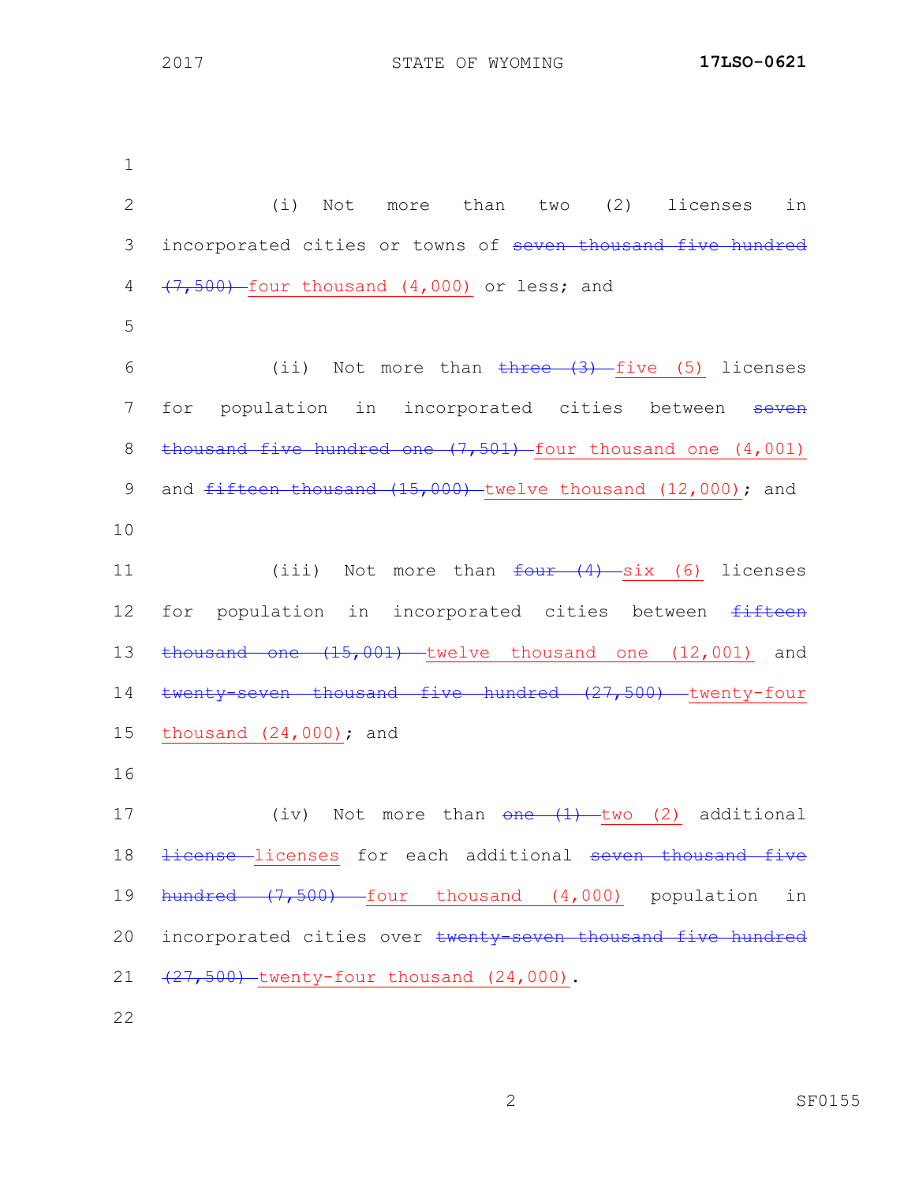(i) Not more than two (2) licenses in incorporated cities or towns of ~~seven thousand five hundred (7,500)~~ four thousand (4,000) or less; and

(ii) Not more than ~~three (3)~~ five (5) licenses for population in incorporated cities between ~~seven thousand five hundred one (7,501)~~ four thousand one (4,001) and ~~fifteen thousand (15,000)~~ twelve thousand (12,000); and

(iii) Not more than ~~four (4)~~ six (6) licenses for population in incorporated cities between ~~fifteen thousand one (15,001)~~ twelve thousand one (12,001) and ~~twenty-seven thousand five hundred (27,500)~~ twenty-four thousand (24,000); and

(iv) Not more than ~~one (1)~~ two (2) additional ~~license~~ licenses for each additional ~~seven thousand five hundred (7,500)~~ four thousand (4,000) population in incorporated cities over ~~twenty-seven thousand five hundred (27,500)~~ twenty-four thousand (24,000).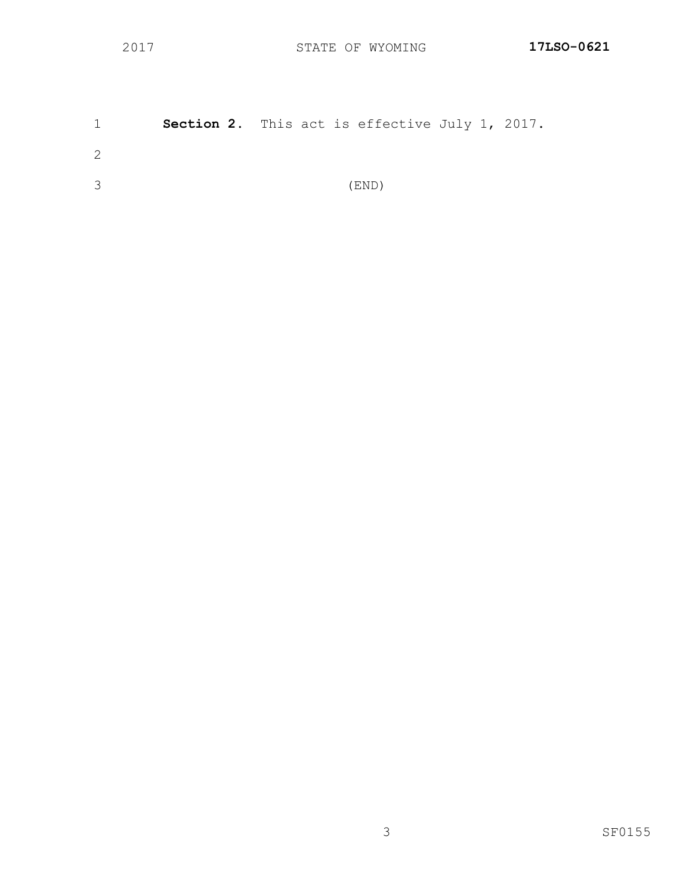**Section 2.** This act is effective July 1, 2017.

(END)